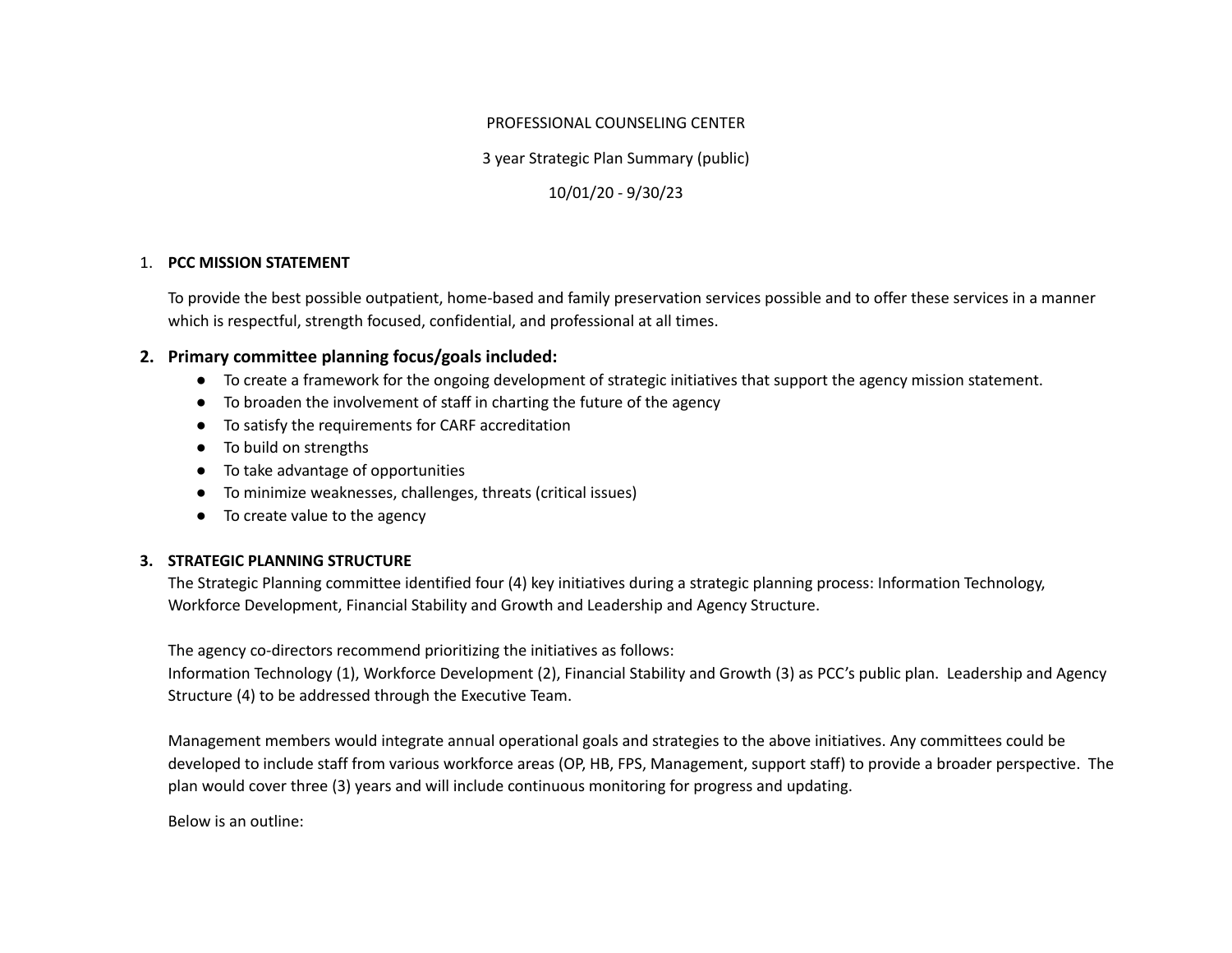PROFESSIONAL COUNSELING CENTER

3 year Strategic Plan Summary (public)

10/01/20 - 9/30/23

1. **PCC MISSION STATEMENT**

   To provide the best possible outpatient, home-based and family preservation services possible and to offer these services in a manner which is respectful, strength focused, confidential, and professional at all times.

2. **Primary committee planning focus/goals included:**
   - To create a framework for the ongoing development of strategic initiatives that support the agency mission statement.
   - To broaden the involvement of staff in charting the future of the agency
   - To satisfy the requirements for CARF accreditation
   - To build on strengths
   - To take advantage of opportunities
   - To minimize weaknesses, challenges, threats (critical issues)
   - To create value to the agency

3. **STRATEGIC PLANNING STRUCTURE**

   The Strategic Planning committee identified four (4) key initiatives during a strategic planning process: Information Technology, Workforce Development, Financial Stability and Growth and Leadership and Agency Structure.

   The agency co-directors recommend prioritizing the initiatives as follows:
   Information Technology (1), Workforce Development (2), Financial Stability and Growth (3) as PCC's public plan. Leadership and Agency Structure (4) to be addressed through the Executive Team.

   Management members would integrate annual operational goals and strategies to the above initiatives. Any committees could be developed to include staff from various workforce areas (OP, HB, FPS, Management, support staff) to provide a broader perspective. The plan would cover three (3) years and will include continuous monitoring for progress and updating.

   Below is an outline: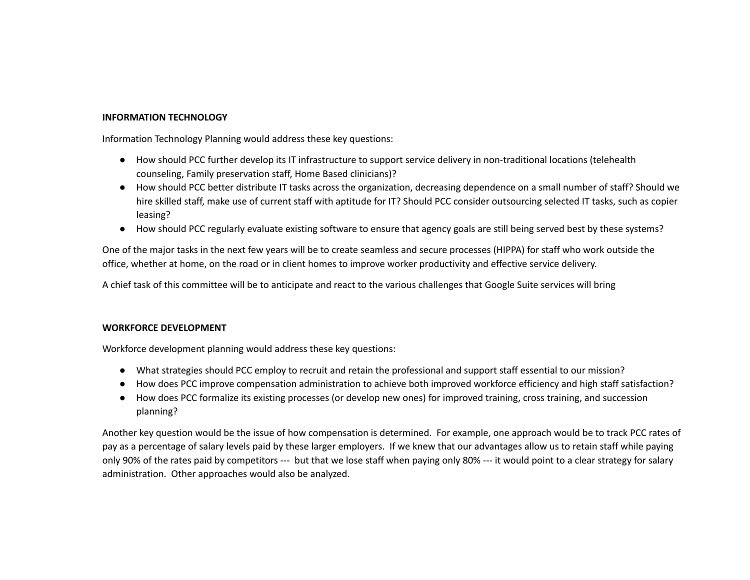**INFORMATION TECHNOLOGY**

Information Technology Planning would address these key questions:

- How should PCC further develop its IT infrastructure to support service delivery in non-traditional locations (telehealth counseling, Family preservation staff, Home Based clinicians)?
- How should PCC better distribute IT tasks across the organization, decreasing dependence on a small number of staff? Should we hire skilled staff, make use of current staff with aptitude for IT? Should PCC consider outsourcing selected IT tasks, such as copier leasing?
- How should PCC regularly evaluate existing software to ensure that agency goals are still being served best by these systems?

One of the major tasks in the next few years will be to create seamless and secure processes (HIPPA) for staff who work outside the office, whether at home, on the road or in client homes to improve worker productivity and effective service delivery.

A chief task of this committee will be to anticipate and react to the various challenges that Google Suite services will bring

**WORKFORCE DEVELOPMENT**

Workforce development planning would address these key questions:

- What strategies should PCC employ to recruit and retain the professional and support staff essential to our mission?
- How does PCC improve compensation administration to achieve both improved workforce efficiency and high staff satisfaction?
- How does PCC formalize its existing processes (or develop new ones) for improved training, cross training, and succession planning?

Another key question would be the issue of how compensation is determined. For example, one approach would be to track PCC rates of pay as a percentage of salary levels paid by these larger employers. If we knew that our advantages allow us to retain staff while paying only 90% of the rates paid by competitors --- but that we lose staff when paying only 80% --- it would point to a clear strategy for salary administration. Other approaches would also be analyzed.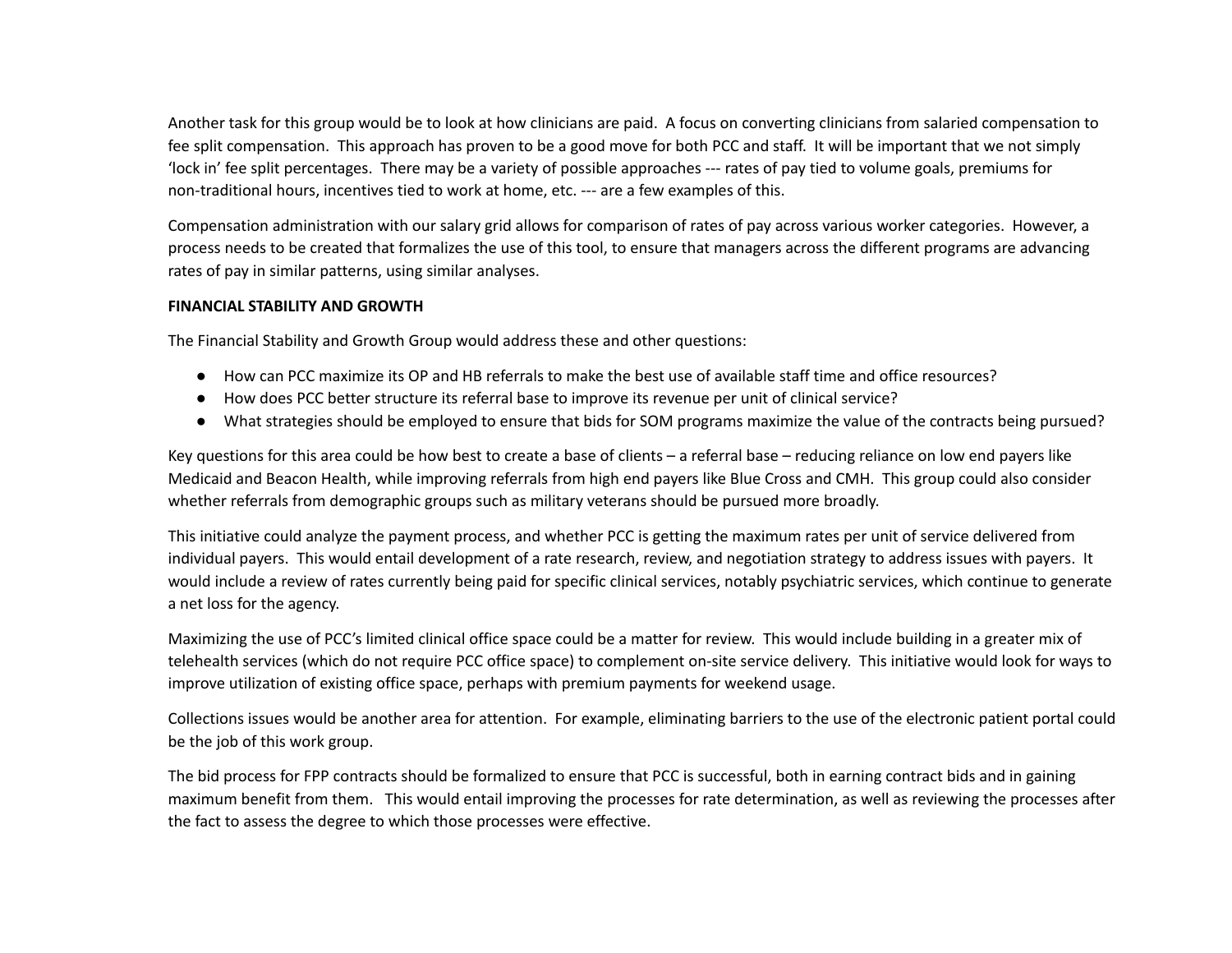Another task for this group would be to look at how clinicians are paid. A focus on converting clinicians from salaried compensation to fee split compensation. This approach has proven to be a good move for both PCC and staff. It will be important that we not simply 'lock in' fee split percentages. There may be a variety of possible approaches --- rates of pay tied to volume goals, premiums for non-traditional hours, incentives tied to work at home, etc. --- are a few examples of this.

Compensation administration with our salary grid allows for comparison of rates of pay across various worker categories. However, a process needs to be created that formalizes the use of this tool, to ensure that managers across the different programs are advancing rates of pay in similar patterns, using similar analyses.

**FINANCIAL STABILITY AND GROWTH**

The Financial Stability and Growth Group would address these and other questions:

- How can PCC maximize its OP and HB referrals to make the best use of available staff time and office resources?
- How does PCC better structure its referral base to improve its revenue per unit of clinical service?
- What strategies should be employed to ensure that bids for SOM programs maximize the value of the contracts being pursued?

Key questions for this area could be how best to create a base of clients – a referral base – reducing reliance on low end payers like Medicaid and Beacon Health, while improving referrals from high end payers like Blue Cross and CMH. This group could also consider whether referrals from demographic groups such as military veterans should be pursued more broadly.

This initiative could analyze the payment process, and whether PCC is getting the maximum rates per unit of service delivered from individual payers. This would entail development of a rate research, review, and negotiation strategy to address issues with payers. It would include a review of rates currently being paid for specific clinical services, notably psychiatric services, which continue to generate a net loss for the agency.

Maximizing the use of PCC's limited clinical office space could be a matter for review. This would include building in a greater mix of telehealth services (which do not require PCC office space) to complement on-site service delivery. This initiative would look for ways to improve utilization of existing office space, perhaps with premium payments for weekend usage.

Collections issues would be another area for attention. For example, eliminating barriers to the use of the electronic patient portal could be the job of this work group.

The bid process for FPP contracts should be formalized to ensure that PCC is successful, both in earning contract bids and in gaining maximum benefit from them. This would entail improving the processes for rate determination, as well as reviewing the processes after the fact to assess the degree to which those processes were effective.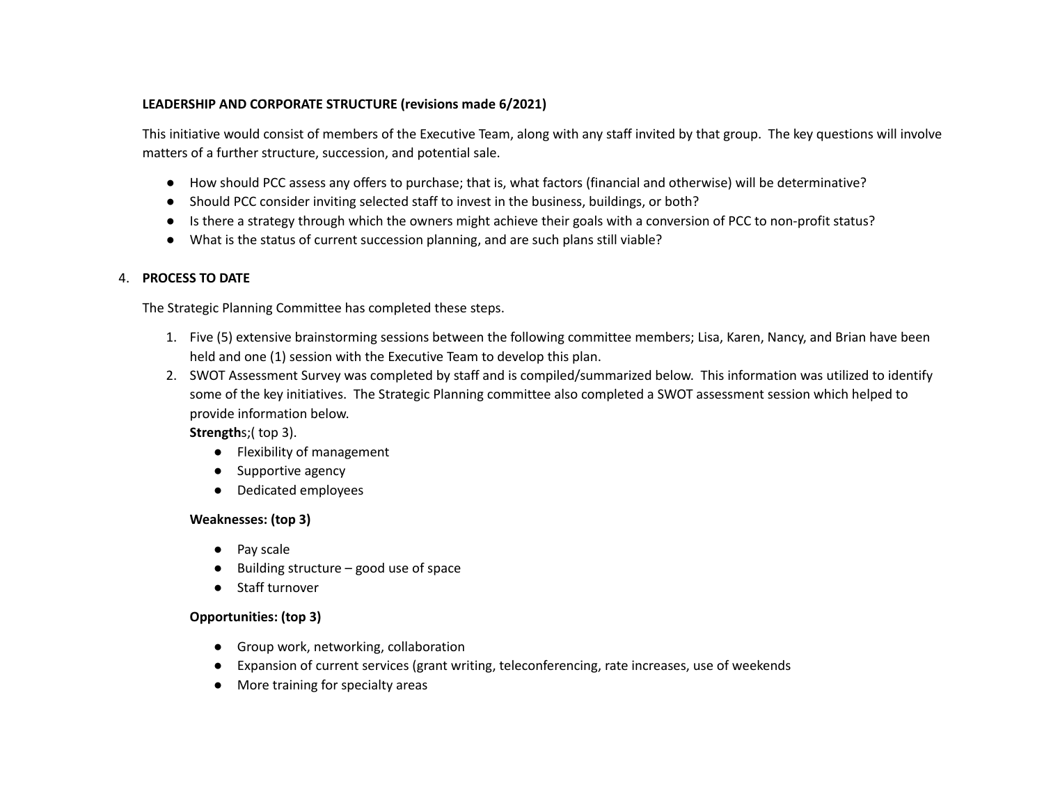**LEADERSHIP AND CORPORATE STRUCTURE (revisions made 6/2021)**

This initiative would consist of members of the Executive Team, along with any staff invited by that group. The key questions will involve matters of a further structure, succession, and potential sale.

- How should PCC assess any offers to purchase; that is, what factors (financial and otherwise) will be determinative?
- Should PCC consider inviting selected staff to invest in the business, buildings, or both?
- Is there a strategy through which the owners might achieve their goals with a conversion of PCC to non-profit status?
- What is the status of current succession planning, and are such plans still viable?

4. **PROCESS TO DATE**

The Strategic Planning Committee has completed these steps.

1. Five (5) extensive brainstorming sessions between the following committee members; Lisa, Karen, Nancy, and Brian have been held and one (1) session with the Executive Team to develop this plan.
2. SWOT Assessment Survey was completed by staff and is compiled/summarized below. This information was utilized to identify some of the key initiatives. The Strategic Planning committee also completed a SWOT assessment session which helped to provide information below.

   **Strength**s;( top 3).
   - Flexibility of management
   - Supportive agency
   - Dedicated employees

   **Weaknesses: (top 3)**

   - Pay scale
   - Building structure – good use of space
   - Staff turnover

   **Opportunities: (top 3)**

   - Group work, networking, collaboration
   - Expansion of current services (grant writing, teleconferencing, rate increases, use of weekends
   - More training for specialty areas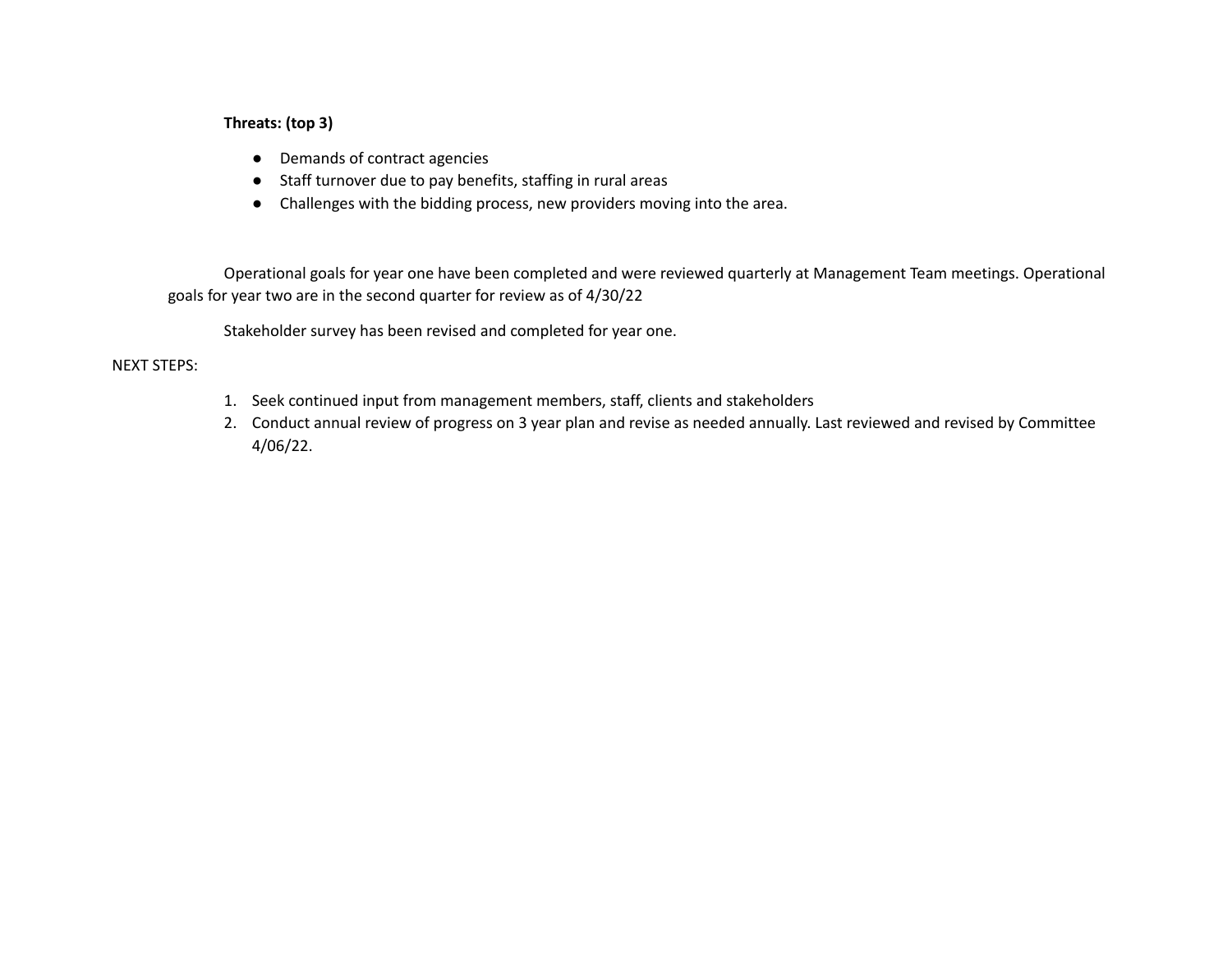**Threats: (top 3)**

- Demands of contract agencies
- Staff turnover due to pay benefits, staffing in rural areas
- Challenges with the bidding process, new providers moving into the area.

Operational goals for year one have been completed and were reviewed quarterly at Management Team meetings. Operational goals for year two are in the second quarter for review as of 4/30/22

Stakeholder survey has been revised and completed for year one.

NEXT STEPS:

1. Seek continued input from management members, staff, clients and stakeholders
2. Conduct annual review of progress on 3 year plan and revise as needed annually. Last reviewed and revised by Committee 4/06/22.